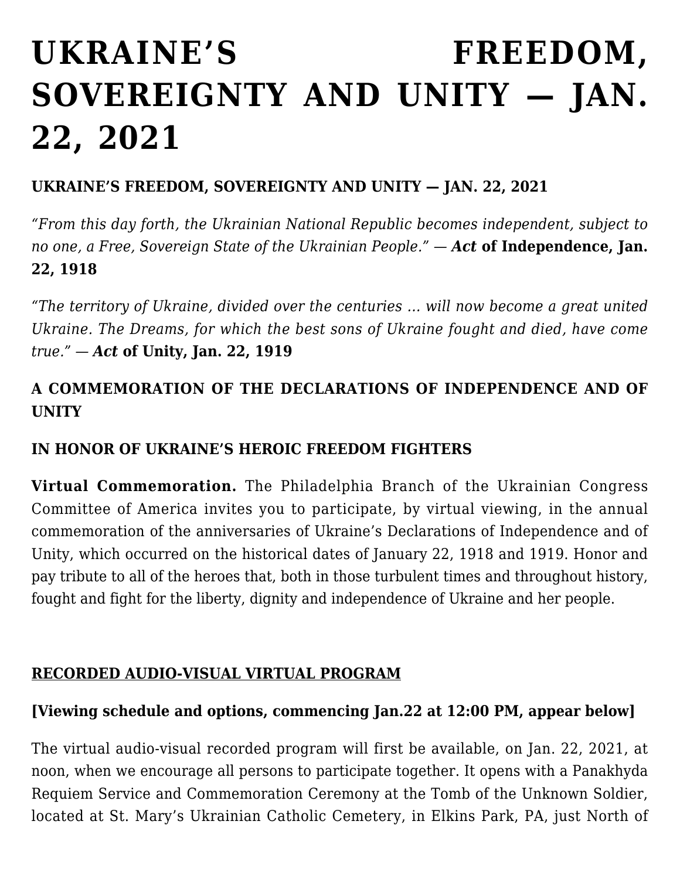# UKRAINE'S FREEDOM, SOVEREIGNTY AND UNITY — JAN. 22, 2021

**UKRAINE'S FREEDOM, SOVEREIGNTY AND UNITY — JAN. 22, 2021**

*"From this day forth, the Ukrainian National Republic becomes independent, subject to no one, a Free, Sovereign State of the Ukrainian People." —* ***Act*** **of Independence, Jan. 22, 1918**

*"The territory of Ukraine, divided over the centuries … will now become a great united Ukraine. The Dreams, for which the best sons of Ukraine fought and died, have come true." —* ***Act*** **of Unity, Jan. 22, 1919**

**A COMMEMORATION OF THE DECLARATIONS OF INDEPENDENCE AND OF UNITY**

**IN HONOR OF UKRAINE'S HEROIC FREEDOM FIGHTERS**

**Virtual Commemoration.** The Philadelphia Branch of the Ukrainian Congress Committee of America invites you to participate, by virtual viewing, in the annual commemoration of the anniversaries of Ukraine's Declarations of Independence and of Unity, which occurred on the historical dates of January 22, 1918 and 1919. Honor and pay tribute to all of the heroes that, both in those turbulent times and throughout history, fought and fight for the liberty, dignity and independence of Ukraine and her people.

**RECORDED AUDIO-VISUAL VIRTUAL PROGRAM**

**[Viewing schedule and options, commencing Jan.22 at 12:00 PM, appear below]**

The virtual audio-visual recorded program will first be available, on Jan. 22, 2021, at noon, when we encourage all persons to participate together. It opens with a Panakhyda Requiem Service and Commemoration Ceremony at the Tomb of the Unknown Soldier, located at St. Mary's Ukrainian Catholic Cemetery, in Elkins Park, PA, just North of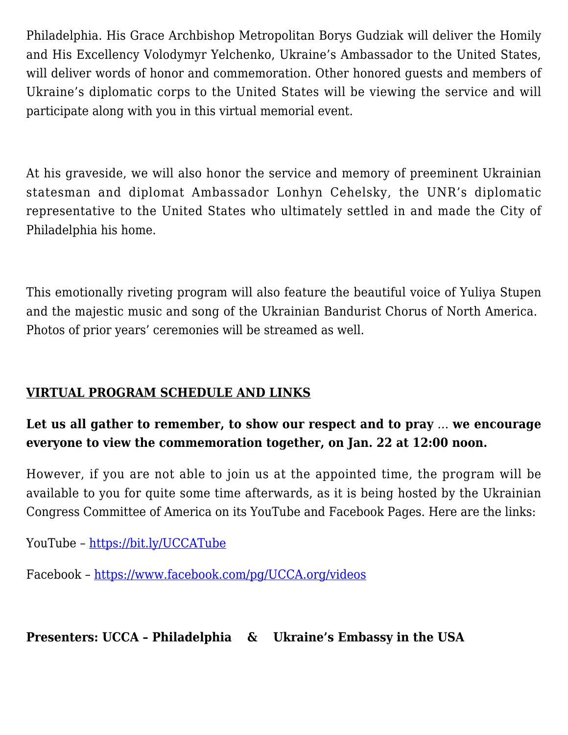Philadelphia. His Grace Archbishop Metropolitan Borys Gudziak will deliver the Homily and His Excellency Volodymyr Yelchenko, Ukraine's Ambassador to the United States, will deliver words of honor and commemoration. Other honored guests and members of Ukraine's diplomatic corps to the United States will be viewing the service and will participate along with you in this virtual memorial event.

At his graveside, we will also honor the service and memory of preeminent Ukrainian statesman and diplomat Ambassador Lonhyn Cehelsky, the UNR's diplomatic representative to the United States who ultimately settled in and made the City of Philadelphia his home.

This emotionally riveting program will also feature the beautiful voice of Yuliya Stupen and the majestic music and song of the Ukrainian Bandurist Chorus of North America. Photos of prior years' ceremonies will be streamed as well.

**VIRTUAL PROGRAM SCHEDULE AND LINKS**

**Let us all gather to remember, to show our respect and to pray** … **we encourage everyone to view the commemoration together, on Jan. 22 at 12:00 noon.**

However, if you are not able to join us at the appointed time, the program will be available to you for quite some time afterwards, as it is being hosted by the Ukrainian Congress Committee of America on its YouTube and Facebook Pages. Here are the links:

YouTube – https://bit.ly/UCCATube

Facebook – https://www.facebook.com/pg/UCCA.org/videos

**Presenters: UCCA – Philadelphia & Ukraine's Embassy in the USA**